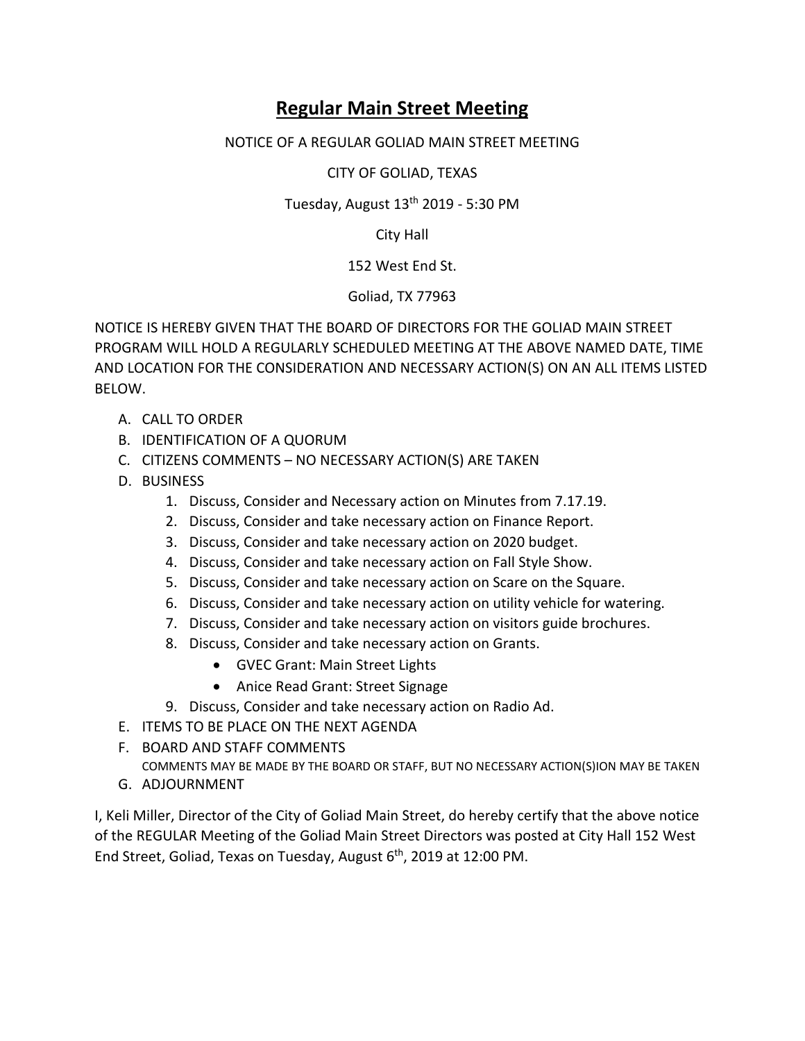# Regular Main Street Meeting

NOTICE OF A REGULAR GOLIAD MAIN STREET MEETING

CITY OF GOLIAD, TEXAS

Tuesday, August 13th 2019 - 5:30 PM

City Hall

152 West End St.

Goliad, TX 77963

NOTICE IS HEREBY GIVEN THAT THE BOARD OF DIRECTORS FOR THE GOLIAD MAIN STREET PROGRAM WILL HOLD A REGULARLY SCHEDULED MEETING AT THE ABOVE NAMED DATE, TIME AND LOCATION FOR THE CONSIDERATION AND NECESSARY ACTION(S) ON AN ALL ITEMS LISTED BELOW.

A. CALL TO ORDER
B. IDENTIFICATION OF A QUORUM
C. CITIZENS COMMENTS – NO NECESSARY ACTION(S) ARE TAKEN
D. BUSINESS
   1. Discuss, Consider and Necessary action on Minutes from 7.17.19.
   2. Discuss, Consider and take necessary action on Finance Report.
   3. Discuss, Consider and take necessary action on 2020 budget.
   4. Discuss, Consider and take necessary action on Fall Style Show.
   5. Discuss, Consider and take necessary action on Scare on the Square.
   6. Discuss, Consider and take necessary action on utility vehicle for watering.
   7. Discuss, Consider and take necessary action on visitors guide brochures.
   8. Discuss, Consider and take necessary action on Grants.
      - GVEC Grant: Main Street Lights
      - Anice Read Grant: Street Signage
   9. Discuss, Consider and take necessary action on Radio Ad.
E. ITEMS TO BE PLACE ON THE NEXT AGENDA
F. BOARD AND STAFF COMMENTS
   COMMENTS MAY BE MADE BY THE BOARD OR STAFF, BUT NO NECESSARY ACTION(S)ION MAY BE TAKEN
G. ADJOURNMENT

I, Keli Miller, Director of the City of Goliad Main Street, do hereby certify that the above notice of the REGULAR Meeting of the Goliad Main Street Directors was posted at City Hall 152 West End Street, Goliad, Texas on Tuesday, August 6th, 2019 at 12:00 PM.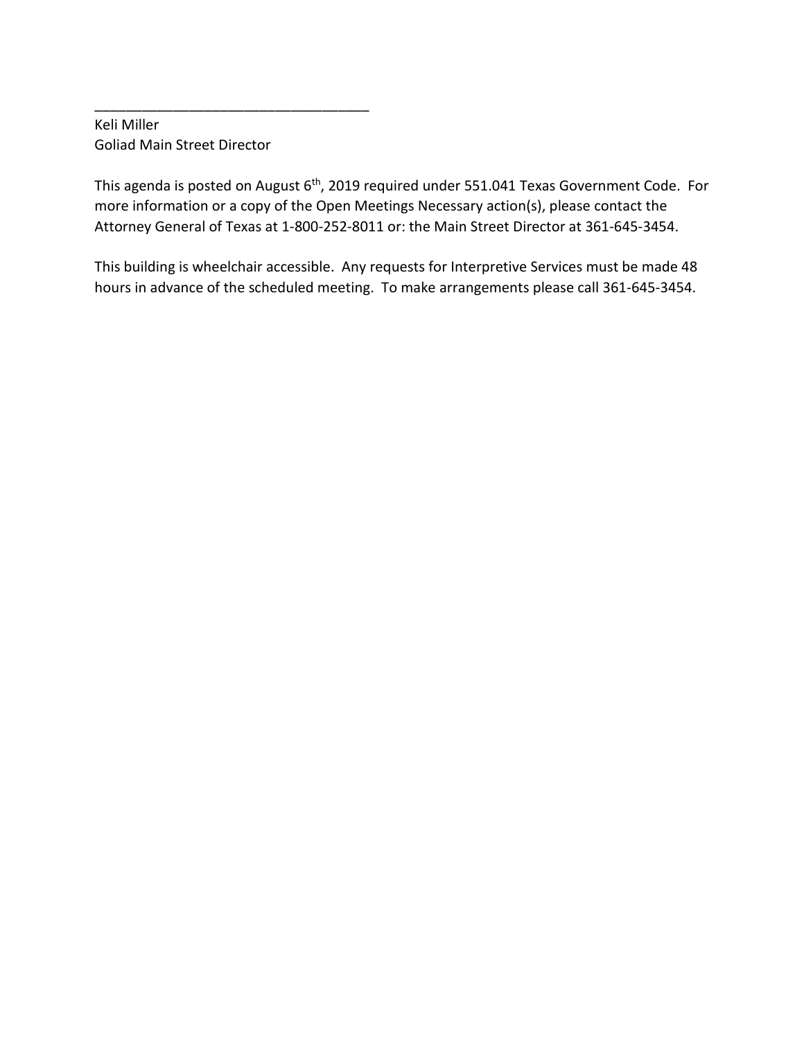___________________________________

Keli Miller
Goliad Main Street Director

This agenda is posted on August 6th, 2019 required under 551.041 Texas Government Code. For more information or a copy of the Open Meetings Necessary action(s), please contact the Attorney General of Texas at 1-800-252-8011 or: the Main Street Director at 361-645-3454.

This building is wheelchair accessible. Any requests for Interpretive Services must be made 48 hours in advance of the scheduled meeting. To make arrangements please call 361-645-3454.